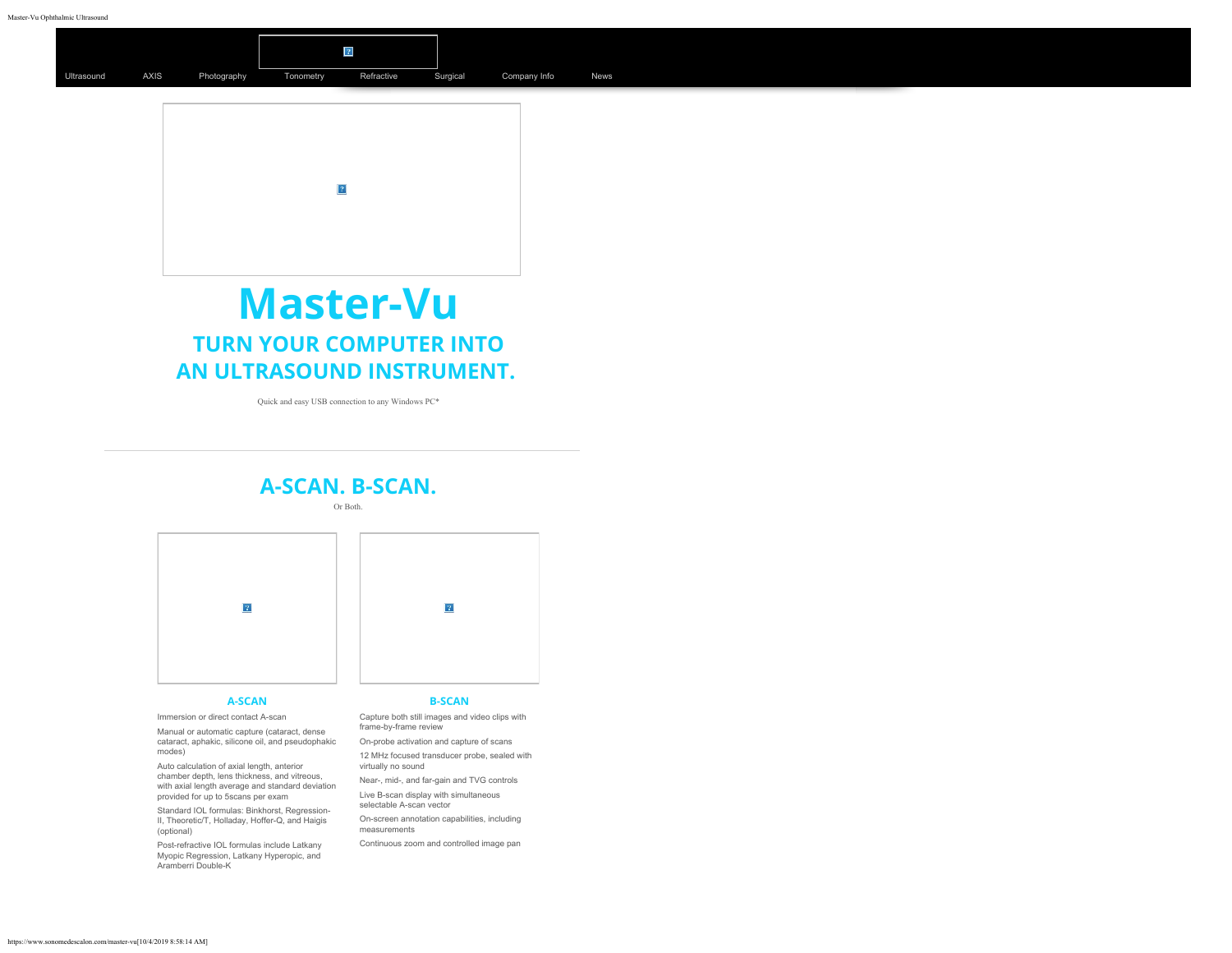Ultrasound AXIS Photography Tonometry Refractive Surgical Company Info News

# Master-Vu

## TURN YOUR COMPUTER INTO AN ULTRASOUND INSTRUMENT.

Quick and easy USB connection to any Windows PC*

---

## A-SCAN. B-SCAN.

Or Both.

### A-SCAN

Immersion or direct contact A-scan

Manual or automatic capture (cataract, dense cataract, aphakic, silicone oil, and pseudophakic modes)

Auto calculation of axial length, anterior chamber depth, lens thickness, and vitreous, with axial length average and standard deviation provided for up to 5scans per exam

Standard IOL formulas: Binkhorst, Regression-II, Theoretic/T, Holladay, Hoffer-Q, and Haigis (optional)

Post-refractive IOL formulas include Latkany Myopic Regression, Latkany Hyperopic, and Aramberri Double-K

### B-SCAN

Capture both still images and video clips with frame-by-frame review

On-probe activation and capture of scans

12 MHz focused transducer probe, sealed with virtually no sound

Near-, mid-, and far-gain and TVG controls

Live B-scan display with simultaneous selectable A-scan vector

On-screen annotation capabilities, including measurements

Continuous zoom and controlled image pan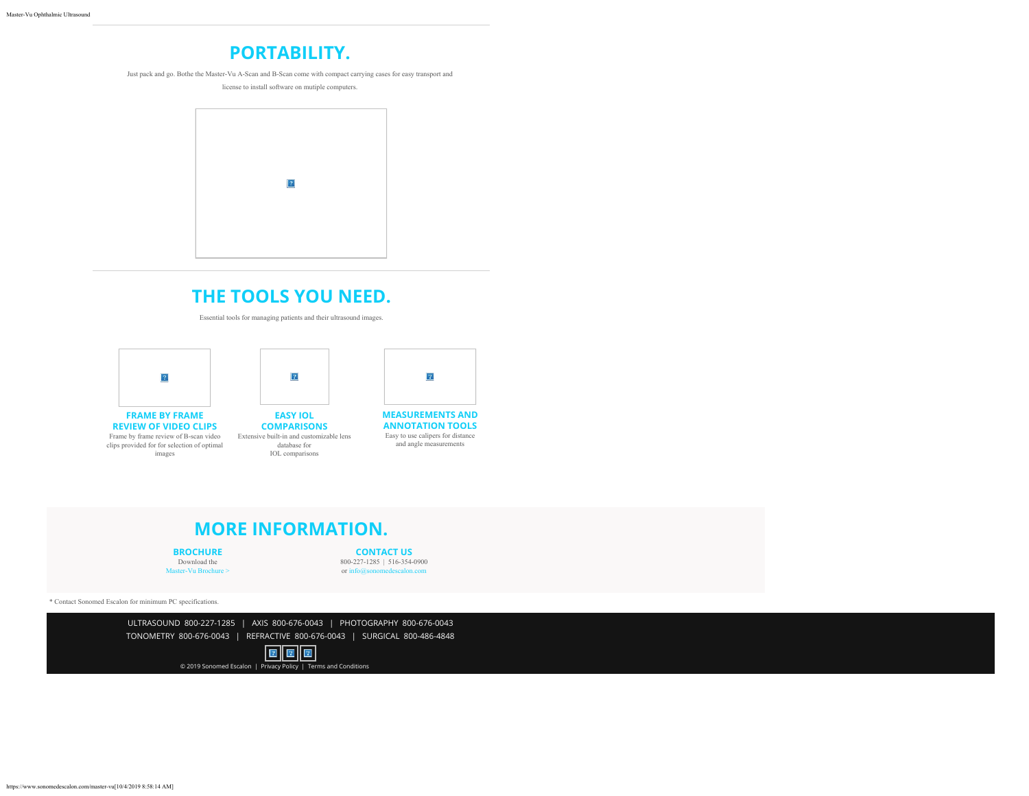## PORTABILITY.

Just pack and go. Bothe the Master-Vu A-Scan and B-Scan come with compact carrying cases for easy transport and license to install software on mutiple computers.

## THE TOOLS YOU NEED.

Essential tools for managing patients and their ultrasound images.

### FRAME BY FRAME REVIEW OF VIDEO CLIPS

Frame by frame review of B-scan video clips provided for for selection of optimal images

### EASY IOL COMPARISONS

Extensive built-in and customizable lens database for IOL comparisons

### MEASUREMENTS AND ANNOTATION TOOLS

Easy to use calipers for distance and angle measurements

## MORE INFORMATION.

### BROCHURE

Download the Master-Vu Brochure >

### CONTACT US

800-227-1285 | 516-354-0900
or info@sonomedescalon.com

* Contact Sonomed Escalon for minimum PC specifications.

ULTRASOUND 800-227-1285 | AXIS 800-676-0043 | PHOTOGRAPHY 800-676-0043
TONOMETRY 800-676-0043 | REFRACTIVE 800-676-0043 | SURGICAL 800-486-4848

© 2019 Sonomed Escalon | Privacy Policy | Terms and Conditions